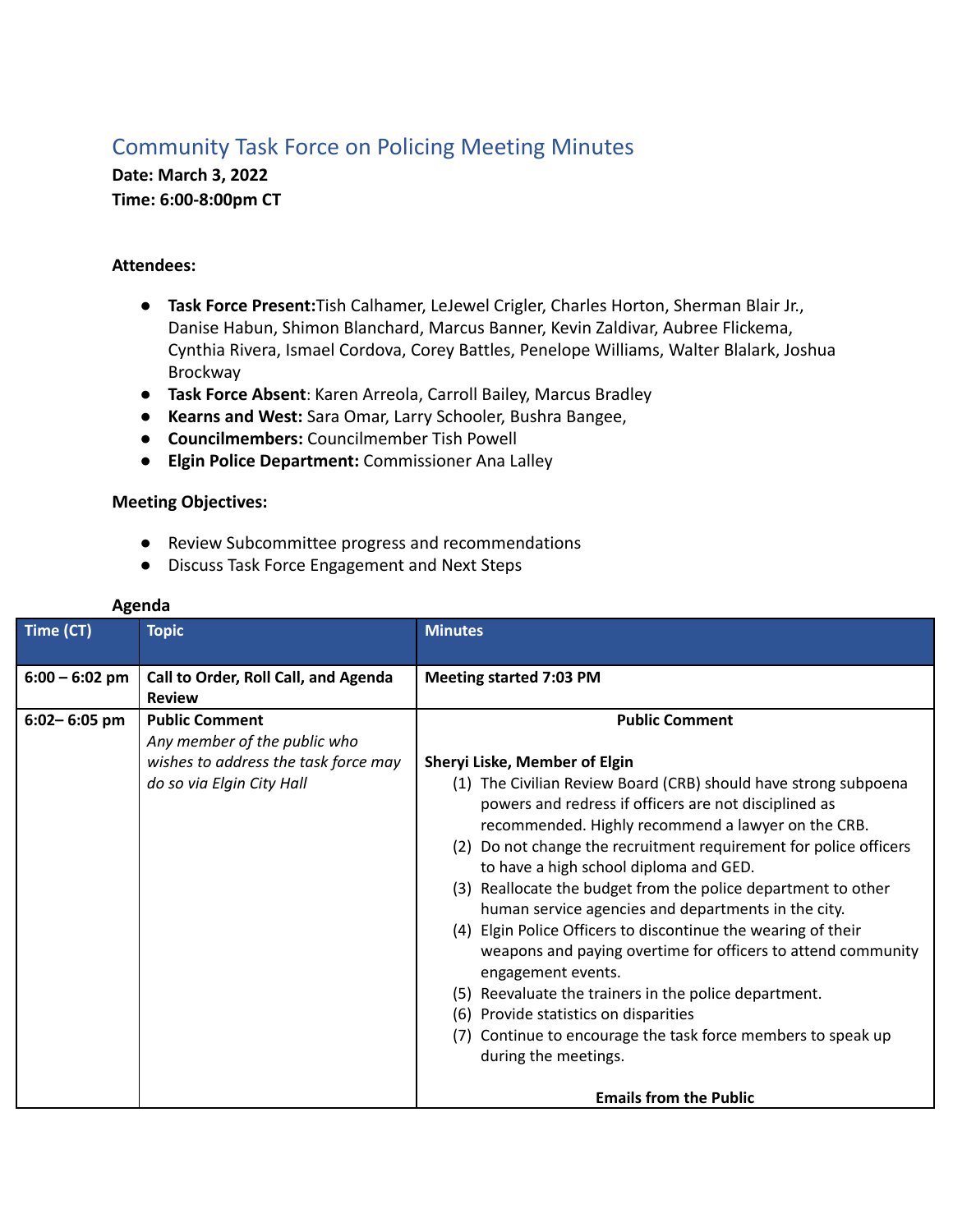# Community Task Force on Policing Meeting Minutes

**Date: March 3, 2022**
**Time: 6:00-8:00pm CT**

**Attendees:**

- **Task Force Present:**Tish Calhamer, LeJewel Crigler, Charles Horton, Sherman Blair Jr., Danise Habun, Shimon Blanchard, Marcus Banner, Kevin Zaldivar, Aubree Flickema, Cynthia Rivera, Ismael Cordova, Corey Battles, Penelope Williams, Walter Blalark, Joshua Brockway
- **Task Force Absent**: Karen Arreola, Carroll Bailey, Marcus Bradley
- **Kearns and West:** Sara Omar, Larry Schooler, Bushra Bangee,
- **Councilmembers:** Councilmember Tish Powell
- **Elgin Police Department:** Commissioner Ana Lalley

**Meeting Objectives:**

- Review Subcommittee progress and recommendations
- Discuss Task Force Engagement and Next Steps

**Agenda**

| Time (CT) | Topic | Minutes |
|---|---|---|
| **6:00 – 6:02 pm** | **Call to Order, Roll Call, and Agenda Review** | **Meeting started 7:03 PM** |
| **6:02– 6:05 pm** | **Public Comment** *Any member of the public who wishes to address the task force may do so via Elgin City Hall* | **Public Comment** <br><br> **Sheryi Liske, Member of Elgin** <br> (1) The Civilian Review Board (CRB) should have strong subpoena powers and redress if officers are not disciplined as recommended. Highly recommend a lawyer on the CRB. <br> (2) Do not change the recruitment requirement for police officers to have a high school diploma and GED. <br> (3) Reallocate the budget from the police department to other human service agencies and departments in the city. <br> (4) Elgin Police Officers to discontinue the wearing of their weapons and paying overtime for officers to attend community engagement events. <br> (5) Reevaluate the trainers in the police department. <br> (6) Provide statistics on disparities <br> (7) Continue to encourage the task force members to speak up during the meetings. <br><br> **Emails from the Public** |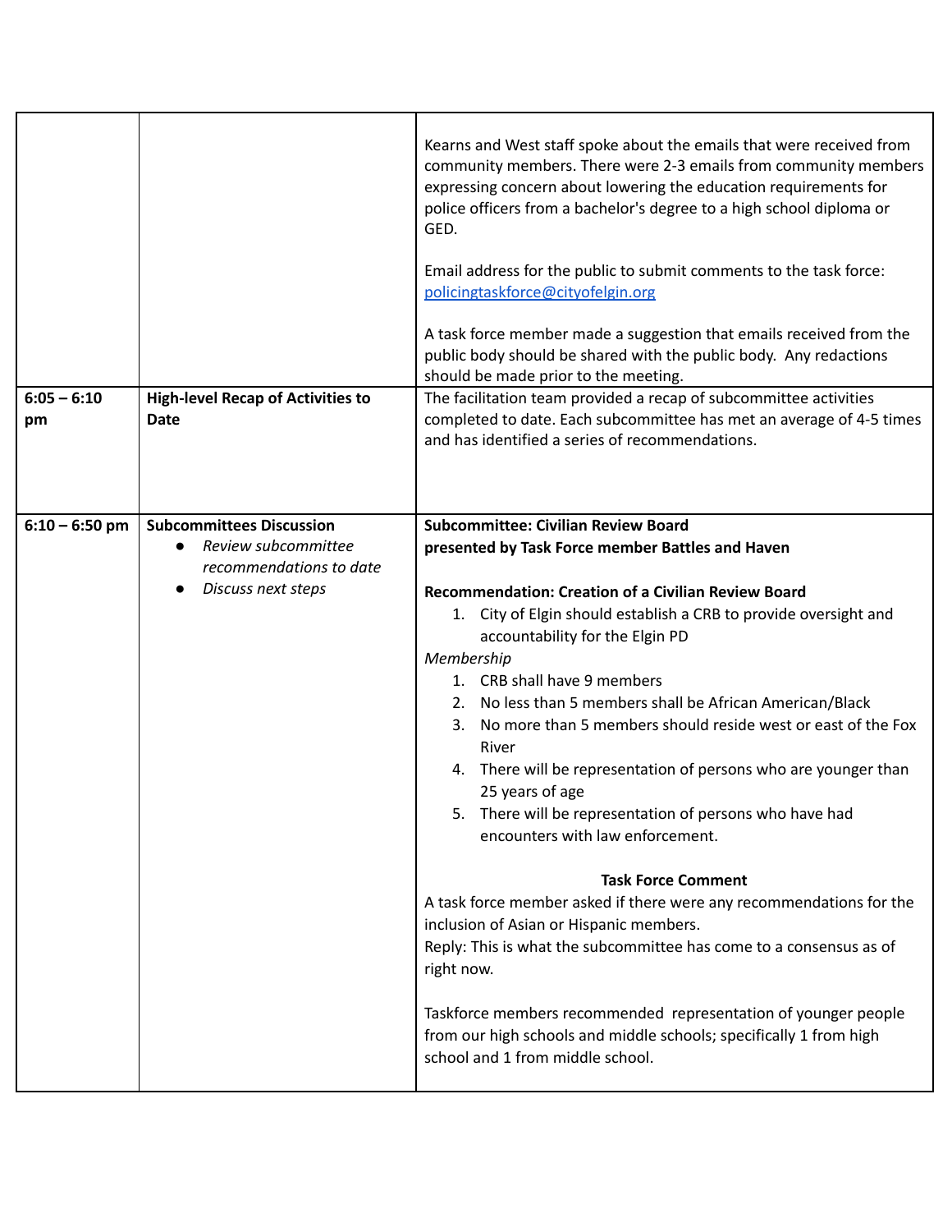| | | |
|---|---|---|
| | | Kearns and West staff spoke about the emails that were received from community members. There were 2-3 emails from community members expressing concern about lowering the education requirements for police officers from a bachelor's degree to a high school diploma or GED.<br><br>Email address for the public to submit comments to the task force: [policingtaskforce@cityofelgin.org](mailto:policingtaskforce@cityofelgin.org)<br><br>A task force member made a suggestion that emails received from the public body should be shared with the public body. Any redactions should be made prior to the meeting. |
| **6:05 – 6:10 pm** | **High-level Recap of Activities to Date** | The facilitation team provided a recap of subcommittee activities completed to date. Each subcommittee has met an average of 4-5 times and has identified a series of recommendations. |
| **6:10 – 6:50 pm** | **Subcommittees Discussion**<br>● *Review subcommittee recommendations to date*<br>● *Discuss next steps* | **Subcommittee: Civilian Review Board**<br>**presented by Task Force member Battles and Haven**<br><br>**Recommendation: Creation of a Civilian Review Board**<br>1. City of Elgin should establish a CRB to provide oversight and accountability for the Elgin PD<br><br>*Membership*<br>1. CRB shall have 9 members<br>2. No less than 5 members shall be African American/Black<br>3. No more than 5 members should reside west or east of the Fox River<br>4. There will be representation of persons who are younger than 25 years of age<br>5. There will be representation of persons who have had encounters with law enforcement.<br><br>**Task Force Comment**<br>A task force member asked if there were any recommendations for the inclusion of Asian or Hispanic members.<br>Reply: This is what the subcommittee has come to a consensus as of right now.<br><br>Taskforce members recommended representation of younger people from our high schools and middle schools; specifically 1 from high school and 1 from middle school. |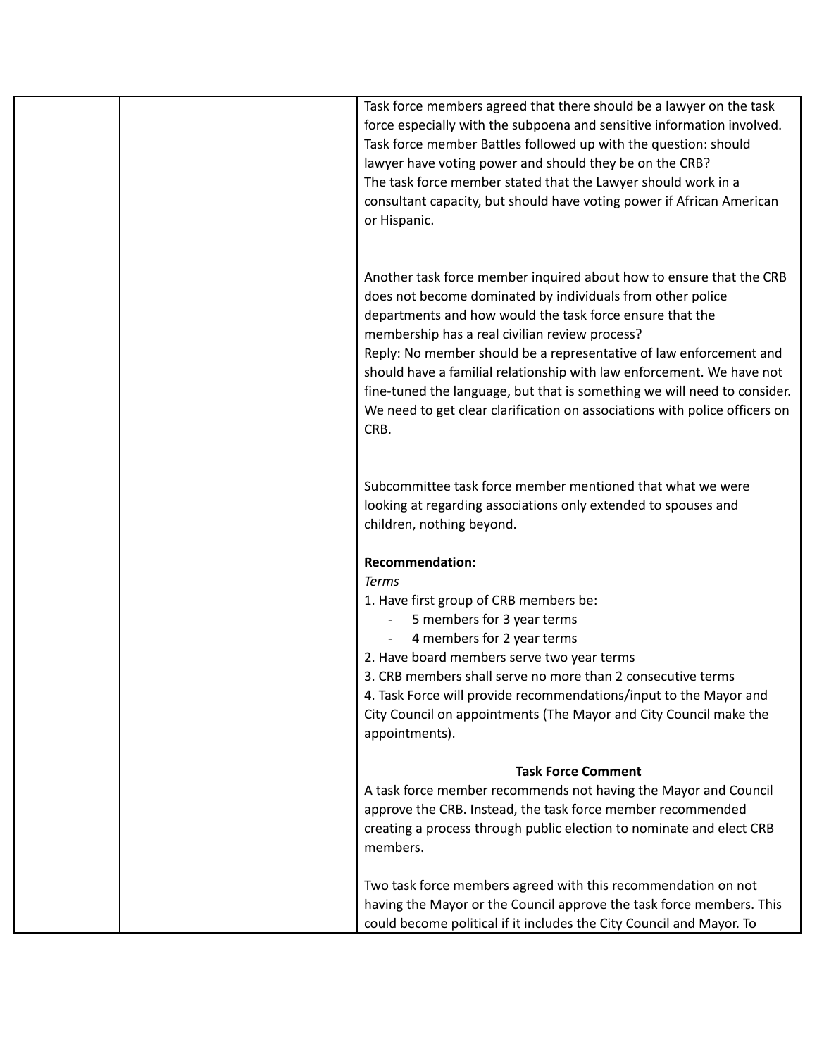| | | Task force members agreed that there should be a lawyer on the task force especially with the subpoena and sensitive information involved. Task force member Battles followed up with the question: should lawyer have voting power and should they be on the CRB?<br>The task force member stated that the Lawyer should work in a consultant capacity, but should have voting power if African American or Hispanic.<br><br>Another task force member inquired about how to ensure that the CRB does not become dominated by individuals from other police departments and how would the task force ensure that the membership has a real civilian review process?<br>Reply: No member should be a representative of law enforcement and should have a familial relationship with law enforcement. We have not fine-tuned the language, but that is something we will need to consider. We need to get clear clarification on associations with police officers on CRB.<br><br>Subcommittee task force member mentioned that what we were looking at regarding associations only extended to spouses and children, nothing beyond.<br><br>**Recommendation:**<br>*Terms*<br>1. Have first group of CRB members be:<br>- 5 members for 3 year terms<br>- 4 members for 2 year terms<br>2. Have board members serve two year terms<br>3. CRB members shall serve no more than 2 consecutive terms<br>4. Task Force will provide recommendations/input to the Mayor and City Council on appointments (The Mayor and City Council make the appointments).<br><br>**Task Force Comment**<br>A task force member recommends not having the Mayor and Council approve the CRB. Instead, the task force member recommended creating a process through public election to nominate and elect CRB members.<br><br>Two task force members agreed with this recommendation on not having the Mayor or the Council approve the task force members. This could become political if it includes the City Council and Mayor. To |
|---|---|---|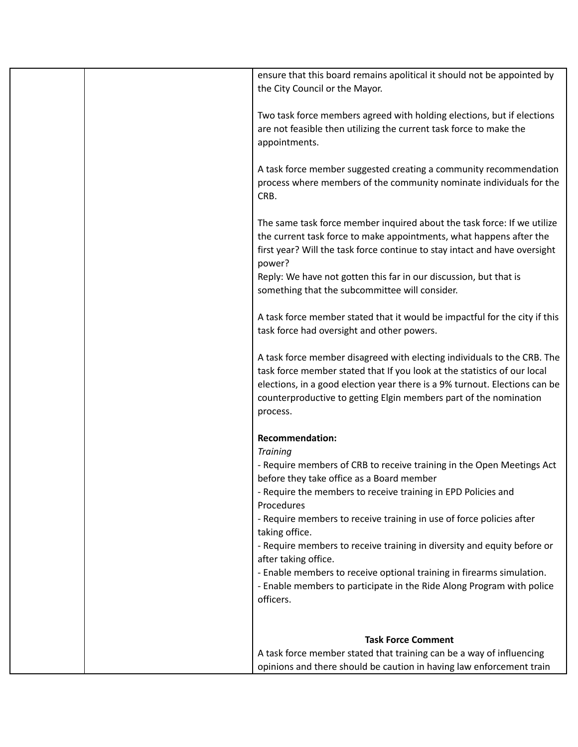| | | |
|---|---|---|
| | | ensure that this board remains apolitical it should not be appointed by the City Council or the Mayor.<br><br>Two task force members agreed with holding elections, but if elections are not feasible then utilizing the current task force to make the appointments.<br><br>A task force member suggested creating a community recommendation process where members of the community nominate individuals for the CRB.<br><br>The same task force member inquired about the task force: If we utilize the current task force to make appointments, what happens after the first year? Will the task force continue to stay intact and have oversight power?<br>Reply: We have not gotten this far in our discussion, but that is something that the subcommittee will consider.<br><br>A task force member stated that it would be impactful for the city if this task force had oversight and other powers.<br><br>A task force member disagreed with electing individuals to the CRB. The task force member stated that If you look at the statistics of our local elections, in a good election year there is a 9% turnout. Elections can be counterproductive to getting Elgin members part of the nomination process.<br><br>**Recommendation:**<br>*Training*<br>- Require members of CRB to receive training in the Open Meetings Act before they take office as a Board member<br>- Require the members to receive training in EPD Policies and Procedures<br>- Require members to receive training in use of force policies after taking office.<br>- Require members to receive training in diversity and equity before or after taking office.<br>- Enable members to receive optional training in firearms simulation.<br>- Enable members to participate in the Ride Along Program with police officers.<br><br>**Task Force Comment**<br>A task force member stated that training can be a way of influencing opinions and there should be caution in having law enforcement train |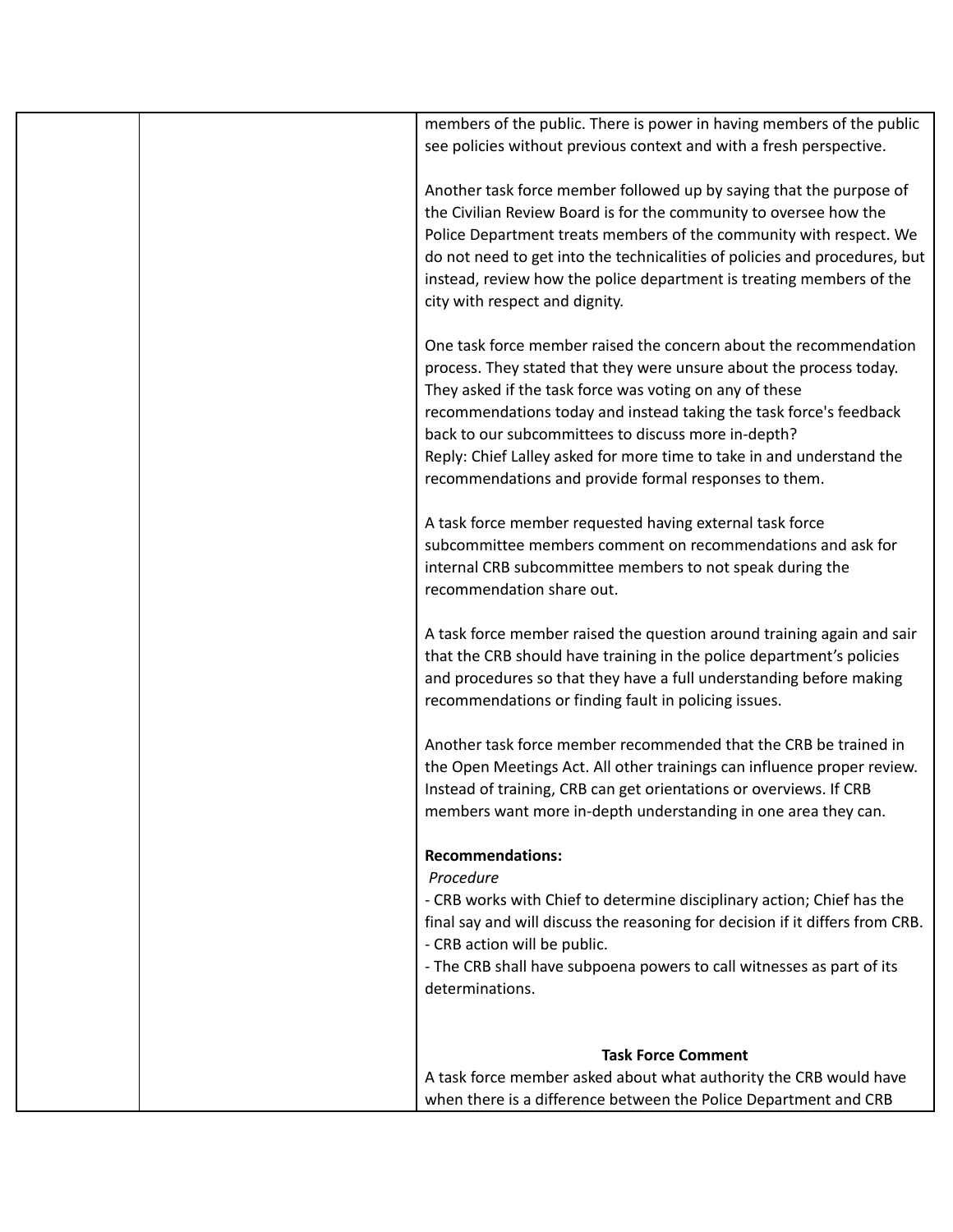| | | members of the public. There is power in having members of the public see policies without previous context and with a fresh perspective.<br><br>Another task force member followed up by saying that the purpose of the Civilian Review Board is for the community to oversee how the Police Department treats members of the community with respect. We do not need to get into the technicalities of policies and procedures, but instead, review how the police department is treating members of the city with respect and dignity.<br><br>One task force member raised the concern about the recommendation process. They stated that they were unsure about the process today. They asked if the task force was voting on any of these recommendations today and instead taking the task force's feedback back to our subcommittees to discuss more in-depth?<br>Reply: Chief Lalley asked for more time to take in and understand the recommendations and provide formal responses to them.<br><br>A task force member requested having external task force subcommittee members comment on recommendations and ask for internal CRB subcommittee members to not speak during the recommendation share out.<br><br>A task force member raised the question around training again and sair that the CRB should have training in the police department's policies and procedures so that they have a full understanding before making recommendations or finding fault in policing issues.<br><br>Another task force member recommended that the CRB be trained in the Open Meetings Act. All other trainings can influence proper review. Instead of training, CRB can get orientations or overviews. If CRB members want more in-depth understanding in one area they can.<br><br>**Recommendations:**<br>*Procedure*<br>- CRB works with Chief to determine disciplinary action; Chief has the final say and will discuss the reasoning for decision if it differs from CRB.<br>- CRB action will be public.<br>- The CRB shall have subpoena powers to call witnesses as part of its determinations.<br><br>**Task Force Comment**<br>A task force member asked about what authority the CRB would have when there is a difference between the Police Department and CRB |
|---|---|---|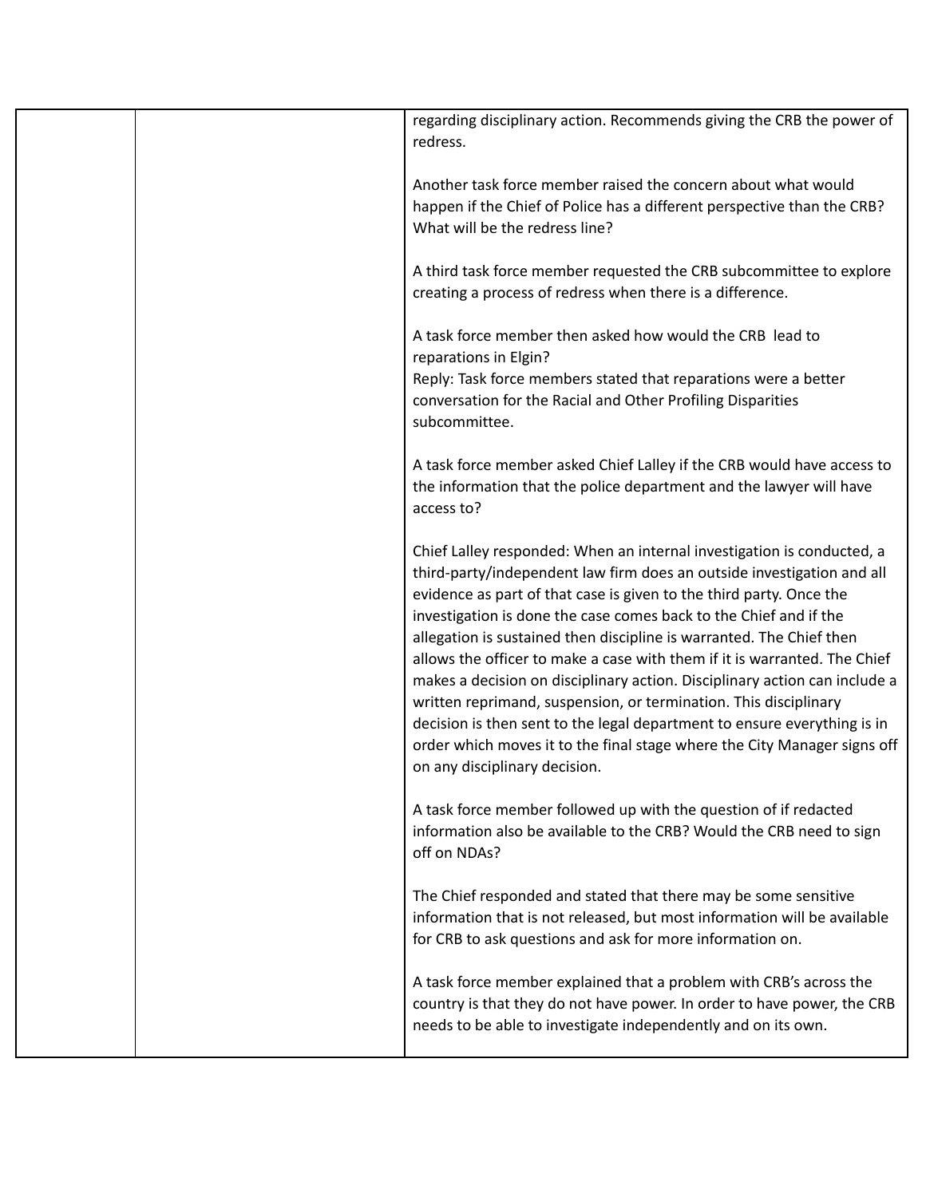| | | regarding disciplinary action. Recommends giving the CRB the power of redress.<br><br>Another task force member raised the concern about what would happen if the Chief of Police has a different perspective than the CRB? What will be the redress line?<br><br>A third task force member requested the CRB subcommittee to explore creating a process of redress when there is a difference.<br><br>A task force member then asked how would the CRB lead to reparations in Elgin?<br>Reply: Task force members stated that reparations were a better conversation for the Racial and Other Profiling Disparities subcommittee.<br><br>A task force member asked Chief Lalley if the CRB would have access to the information that the police department and the lawyer will have access to?<br><br>Chief Lalley responded: When an internal investigation is conducted, a third-party/independent law firm does an outside investigation and all evidence as part of that case is given to the third party. Once the investigation is done the case comes back to the Chief and if the allegation is sustained then discipline is warranted. The Chief then allows the officer to make a case with them if it is warranted. The Chief makes a decision on disciplinary action. Disciplinary action can include a written reprimand, suspension, or termination. This disciplinary decision is then sent to the legal department to ensure everything is in order which moves it to the final stage where the City Manager signs off on any disciplinary decision.<br><br>A task force member followed up with the question of if redacted information also be available to the CRB? Would the CRB need to sign off on NDAs?<br><br>The Chief responded and stated that there may be some sensitive information that is not released, but most information will be available for CRB to ask questions and ask for more information on.<br><br>A task force member explained that a problem with CRB's across the country is that they do not have power. In order to have power, the CRB needs to be able to investigate independently and on its own. |
|---|---|---|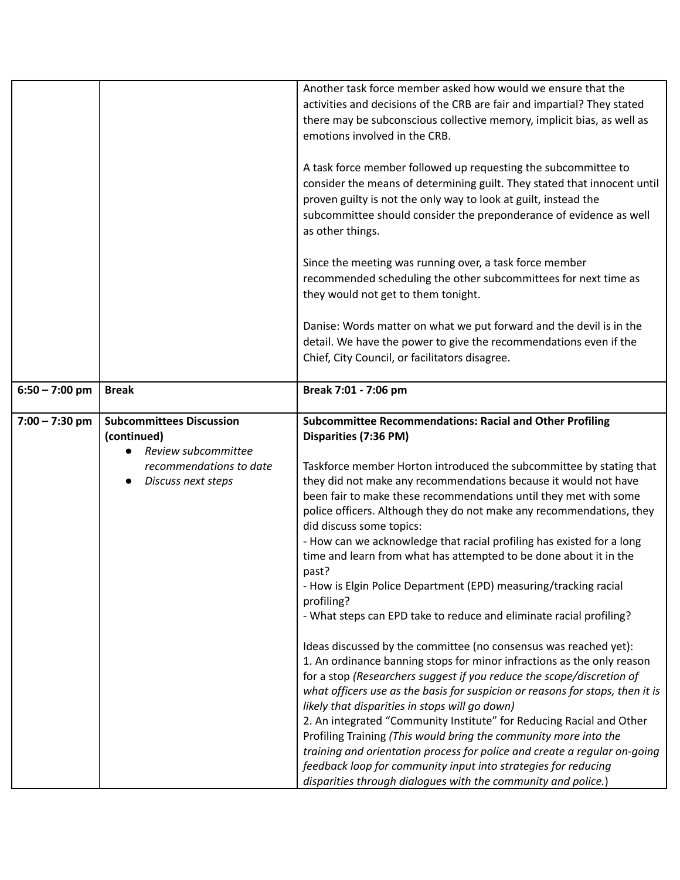| | | |
|---|---|---|
| | | Another task force member asked how would we ensure that the activities and decisions of the CRB are fair and impartial? They stated there may be subconscious collective memory, implicit bias, as well as emotions involved in the CRB.<br><br>A task force member followed up requesting the subcommittee to consider the means of determining guilt. They stated that innocent until proven guilty is not the only way to look at guilt, instead the subcommittee should consider the preponderance of evidence as well as other things.<br><br>Since the meeting was running over, a task force member recommended scheduling the other subcommittees for next time as they would not get to them tonight.<br><br>Danise: Words matter on what we put forward and the devil is in the detail. We have the power to give the recommendations even if the Chief, City Council, or facilitators disagree. |
| **6:50 – 7:00 pm** | **Break** | **Break 7:01 - 7:06 pm** |
| **7:00 – 7:30 pm** | **Subcommittees Discussion (continued)**<br>● *Review subcommittee recommendations to date*<br>● *Discuss next steps* | **Subcommittee Recommendations: Racial and Other Profiling Disparities (7:36 PM)**<br><br>Taskforce member Horton introduced the subcommittee by stating that they did not make any recommendations because it would not have been fair to make these recommendations until they met with some police officers. Although they do not make any recommendations, they did discuss some topics:<br>- How can we acknowledge that racial profiling has existed for a long time and learn from what has attempted to be done about it in the past?<br>- How is Elgin Police Department (EPD) measuring/tracking racial profiling?<br>- What steps can EPD take to reduce and eliminate racial profiling?<br><br>Ideas discussed by the committee (no consensus was reached yet):<br>1. An ordinance banning stops for minor infractions as the only reason for a stop *(Researchers suggest if you reduce the scope/discretion of what officers use as the basis for suspicion or reasons for stops, then it is likely that disparities in stops will go down)*<br>2. An integrated "Community Institute" for Reducing Racial and Other Profiling Training *(This would bring the community more into the training and orientation process for police and create a regular on-going feedback loop for community input into strategies for reducing disparities through dialogues with the community and police.*) |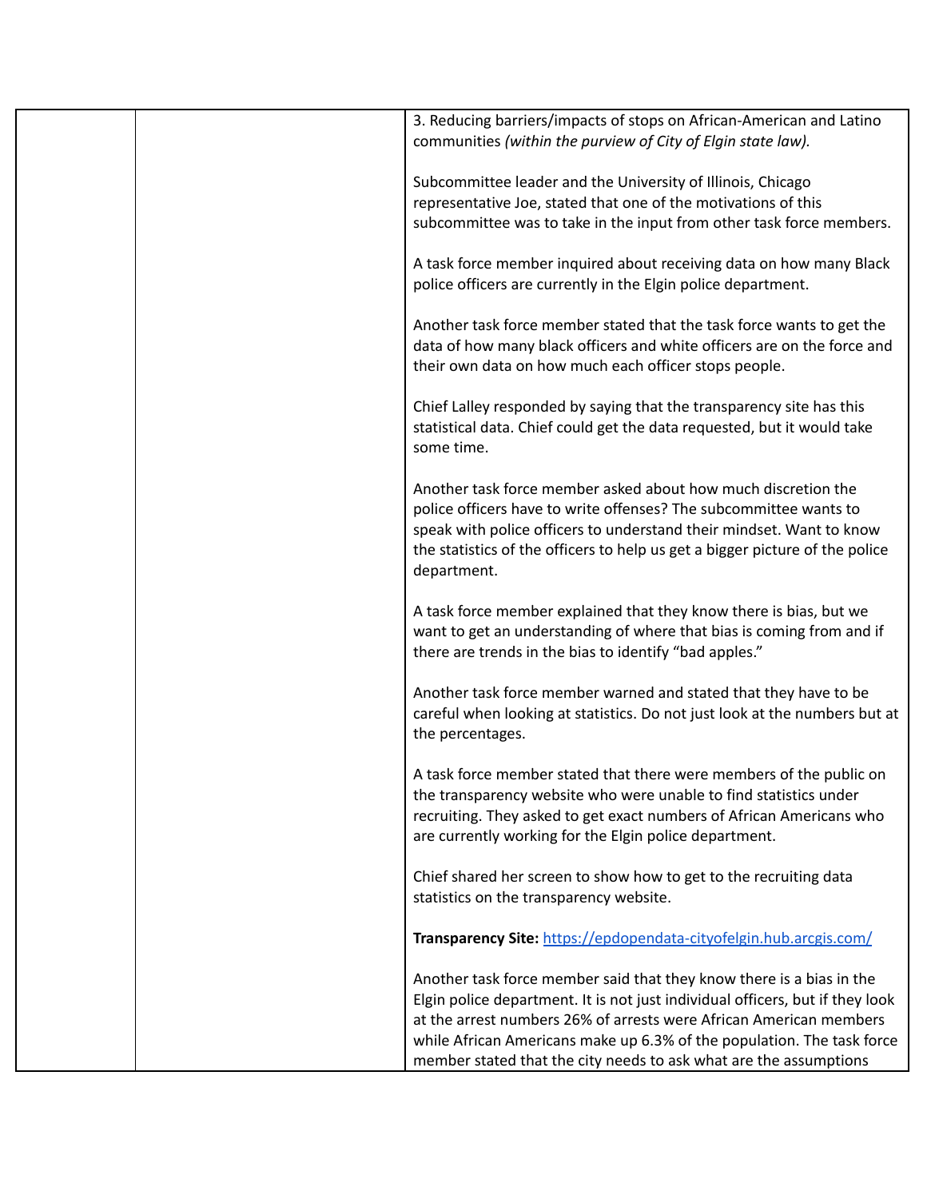| | | 3. Reducing barriers/impacts of stops on African-American and Latino communities *(within the purview of City of Elgin state law).*<br><br>Subcommittee leader and the University of Illinois, Chicago representative Joe, stated that one of the motivations of this subcommittee was to take in the input from other task force members.<br><br>A task force member inquired about receiving data on how many Black police officers are currently in the Elgin police department.<br><br>Another task force member stated that the task force wants to get the data of how many black officers and white officers are on the force and their own data on how much each officer stops people.<br><br>Chief Lalley responded by saying that the transparency site has this statistical data. Chief could get the data requested, but it would take some time.<br><br>Another task force member asked about how much discretion the police officers have to write offenses? The subcommittee wants to speak with police officers to understand their mindset. Want to know the statistics of the officers to help us get a bigger picture of the police department.<br><br>A task force member explained that they know there is bias, but we want to get an understanding of where that bias is coming from and if there are trends in the bias to identify "bad apples."<br><br>Another task force member warned and stated that they have to be careful when looking at statistics. Do not just look at the numbers but at the percentages.<br><br>A task force member stated that there were members of the public on the transparency website who were unable to find statistics under recruiting. They asked to get exact numbers of African Americans who are currently working for the Elgin police department.<br><br>Chief shared her screen to show how to get to the recruiting data statistics on the transparency website.<br><br>**Transparency Site:** [https://epdopendata-cityofelgin.hub.arcgis.com/](https://epdopendata-cityofelgin.hub.arcgis.com/)<br><br>Another task force member said that they know there is a bias in the Elgin police department. It is not just individual officers, but if they look at the arrest numbers 26% of arrests were African American members while African Americans make up 6.3% of the population. The task force member stated that the city needs to ask what are the assumptions |
|---|---|---|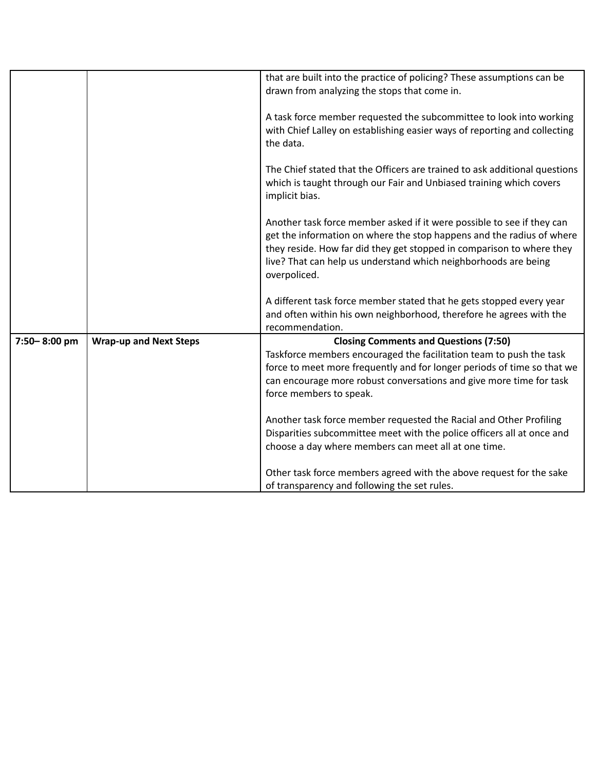| | | |
|---|---|---|
| | | that are built into the practice of policing? These assumptions can be drawn from analyzing the stops that come in.<br><br>A task force member requested the subcommittee to look into working with Chief Lalley on establishing easier ways of reporting and collecting the data.<br><br>The Chief stated that the Officers are trained to ask additional questions which is taught through our Fair and Unbiased training which covers implicit bias.<br><br>Another task force member asked if it were possible to see if they can get the information on where the stop happens and the radius of where they reside. How far did they get stopped in comparison to where they live? That can help us understand which neighborhoods are being overpoliced.<br><br>A different task force member stated that he gets stopped every year and often within his own neighborhood, therefore he agrees with the recommendation. |
| **7:50– 8:00 pm** | **Wrap-up and Next Steps** | **Closing Comments and Questions (7:50)**<br>Taskforce members encouraged the facilitation team to push the task force to meet more frequently and for longer periods of time so that we can encourage more robust conversations and give more time for task force members to speak.<br><br>Another task force member requested the Racial and Other Profiling Disparities subcommittee meet with the police officers all at once and choose a day where members can meet all at one time.<br><br>Other task force members agreed with the above request for the sake of transparency and following the set rules. |